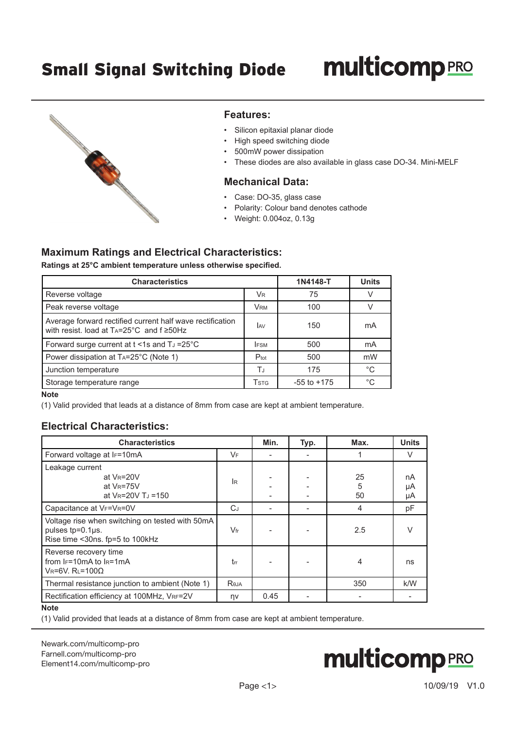# Small Signal Switching Diode

multicomp PRO

## Features:

- Silicon epitaxial planar diode
- High speed switching diode
- 500mW power dissipation
- These diodes are also available in glass case DO-34. Mini-MELF

## Mechanical Data:

- Case: DO-35, glass case
- Polarity: Colour band denotes cathode
- Weight: 0.004oz, 0.13g

## Maximum Ratings and Electrical Characteristics:

**Ratings at 25°C ambient temperature unless otherwise specified.**

| Characteristics | | 1N4148-T | Units |
|---|---|---|---|
| Reverse voltage | $V_R$ | 75 | V |
| Peak reverse voltage | $V_{RM}$ | 100 | V |
| Average forward rectified current half wave rectification with resist. load at $T_A$=25°C and f ≥50Hz | $I_{AV}$ | 150 | mA |
| Forward surge current at t <1s and $T_J$ =25°C | $I_{FSM}$ | 500 | mA |
| Power dissipation at $T_A$=25°C (Note 1) | $P_{tot}$ | 500 | mW |
| Junction temperature | $T_J$ | 175 | °C |
| Storage temperature range | $T_{STG}$ | -55 to +175 | °C |

**Note**

(1) Valid provided that leads at a distance of 8mm from case are kept at ambient temperature.

## Electrical Characteristics:

| Characteristics | | Min. | Typ. | Max. | Units |
|---|---|---|---|---|---|
| Forward voltage at $I_F$=10mA | $V_F$ | - | - | 1 | V |
| Leakage current<br>at $V_R$=20V<br>at $V_R$=75V<br>at $V_R$=20V $T_J$ =150 | $I_R$ | -<br>-<br>- | -<br>-<br>- | 25<br>5<br>50 | nA<br>μA<br>μA |
| Capacitance at $V_F$=$V_R$=0V | $C_J$ | - | - | 4 | pF |
| Voltage rise when switching on tested with 50mA pulses tp=0.1μs.<br>Rise time <30ns. fp=5 to 100kHz | $V_{fr}$ | - | - | 2.5 | V |
| Reverse recovery time<br>from $I_F$=10mA to $I_R$=1mA<br>$V_R$=6V. $R_L$=100Ω | $t_{rr}$ | - | - | 4 | ns |
| Thermal resistance junction to ambient (Note 1) | $R_{θJA}$ | | | 350 | k/W |
| Rectification efficiency at 100MHz, $V_{RF}$=2V | ηv | 0.45 | - | - | - |

**Note**

(1) Valid provided that leads at a distance of 8mm from case are kept at ambient temperature.

Newark.com/multicomp-pro
Farnell.com/multicomp-pro
Element14.com/multicomp-pro

multicomp PRO

10/09/19 V1.0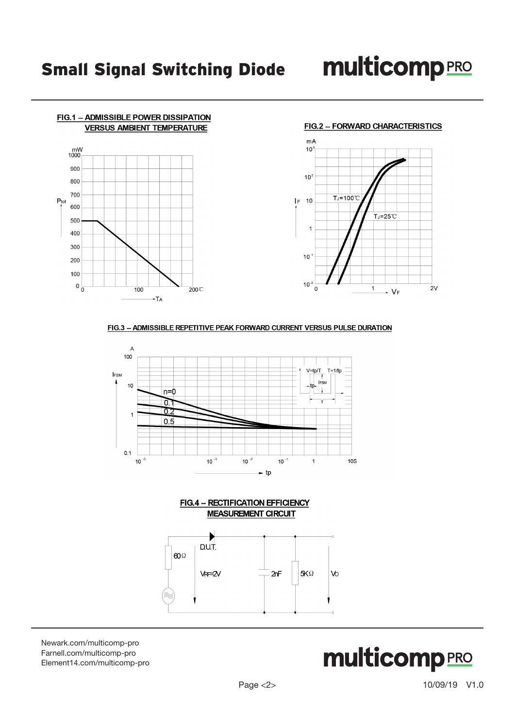**FIG.1 – ADMISSIBLE POWER DISSIPATION VERSUS AMBIENT TEMPERATURE**

**FIG.2 – FORWARD CHARACTERISTICS**

**FIG.3 – ADMISSIBLE REPETITIVE PEAK FORWARD CURRENT VERSUS PULSE DURATION**

**FIG.4 – RECTIFICATION EFFICIENCY MEASUREMENT CIRCUIT**

Newark.com/multicomp-pro
Farnell.com/multicomp-pro
Element14.com/multicomp-pro

10/09/19 V1.0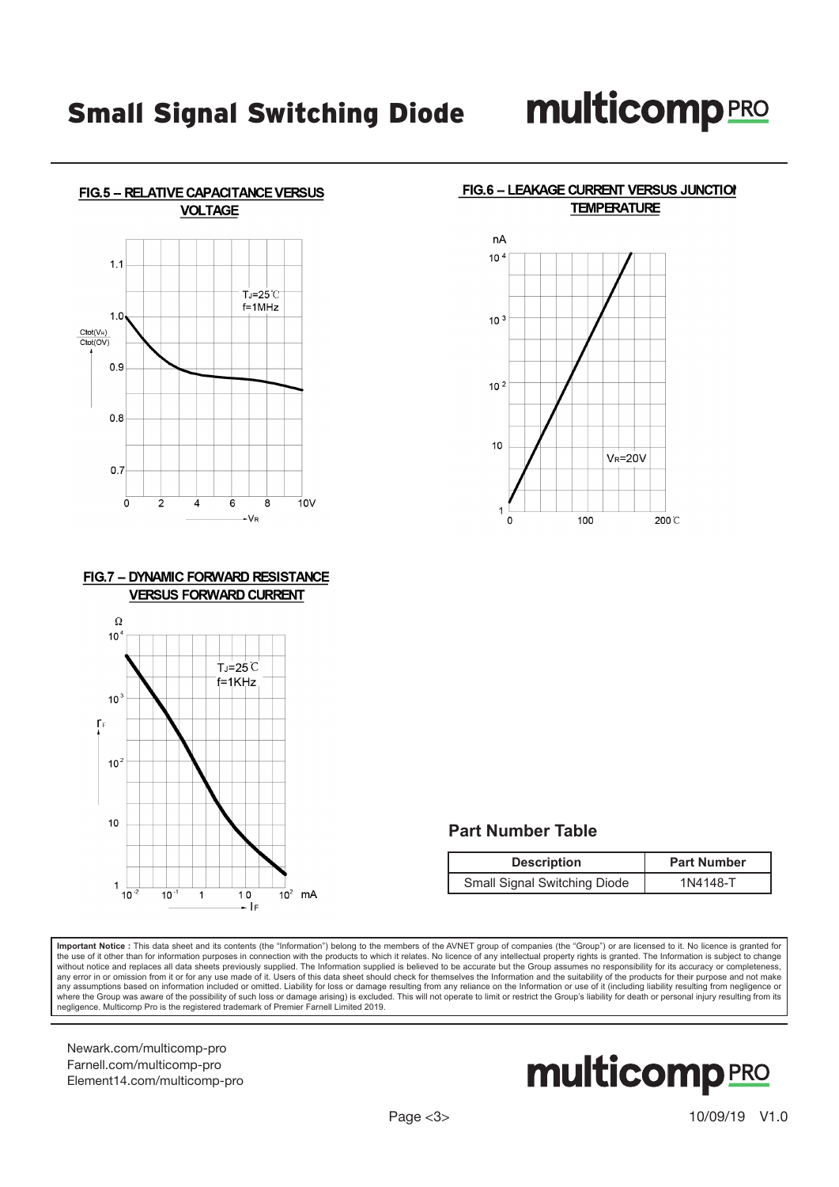## FIG.5 – RELATIVE CAPACITANCE VERSUS VOLTAGE

1.1
1.0
Ctot(VR) / Ctot(OV)
0.9
0.8
0.7
0 2 4 6 8 10V
VR
TJ=25℃
f=1MHz

## FIG.6 – LEAKAGE CURRENT VERSUS JUNCTION TEMPERATURE

nA
10 4
10 3
10 2
10
1
0 100 200℃
VR=20V

## FIG.7 – DYNAMIC FORWARD RESISTANCE VERSUS FORWARD CURRENT

Ω
10 4
10 3
rF
10 2
10
1
10 -2 10 -1 1 10 10 2 mA
IF
TJ=25℃
f=1KHz

## Part Number Table

| Description | Part Number |
|---|---|
| Small Signal Switching Diode | 1N4148-T |

**Important Notice :** This data sheet and its contents (the "Information") belong to the members of the AVNET group of companies (the "Group") or are licensed to it. No licence is granted for the use of it other than for information purposes in connection with the products to which it relates. No licence of any intellectual property rights is granted. The Information is subject to change without notice and replaces all data sheets previously supplied. The Information supplied is believed to be accurate but the Group assumes no responsibility for its accuracy or completeness, any error in or omission from it or for any use made of it. Users of this data sheet should check for themselves the Information and the suitability of the products for their purpose and not make any assumptions based on information included or omitted. Liability for loss or damage resulting from any reliance on the Information or use of it (including liability resulting from negligence or where the Group was aware of the possibility of such loss or damage arising) is excluded. This will not operate to limit or restrict the Group's liability for death or personal injury resulting from its negligence. Multicomp Pro is the registered trademark of Premier Farnell Limited 2019.

Newark.com/multicomp-pro
Farnell.com/multicomp-pro
Element14.com/multicomp-pro

10/09/19 V1.0